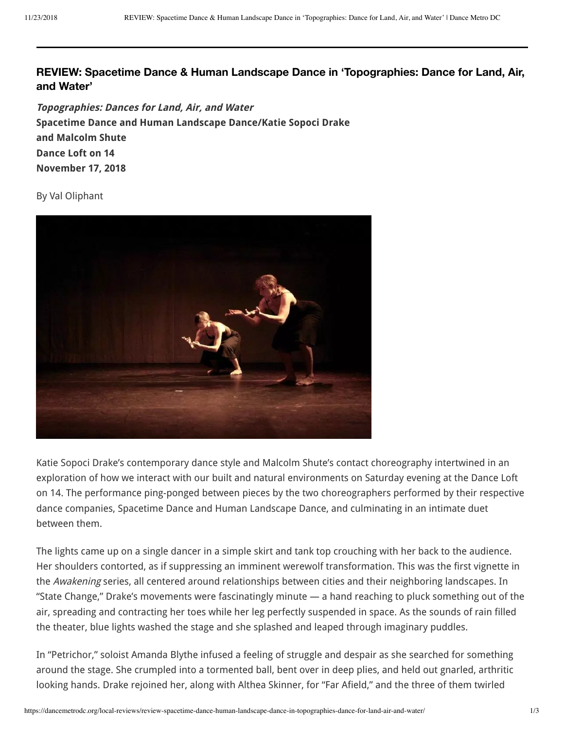## REVIEW: Spacetime Dance & Human Landscape Dance in 'Topographies: Dance for Land, Air, and Water'

***Topographies: Dances for Land, Air, and Water***
**Spacetime Dance and Human Landscape Dance/Katie Sopoci Drake and Malcolm Shute**
**Dance Loft on 14**
**November 17, 2018**

By Val Oliphant

Katie Sopoci Drake's contemporary dance style and Malcolm Shute's contact choreography intertwined in an exploration of how we interact with our built and natural environments on Saturday evening at the Dance Loft on 14. The performance ping-ponged between pieces by the two choreographers performed by their respective dance companies, Spacetime Dance and Human Landscape Dance, and culminating in an intimate duet between them.

The lights came up on a single dancer in a simple skirt and tank top crouching with her back to the audience. Her shoulders contorted, as if suppressing an imminent werewolf transformation. This was the first vignette in the *Awakening* series, all centered around relationships between cities and their neighboring landscapes. In "State Change," Drake's movements were fascinatingly minute — a hand reaching to pluck something out of the air, spreading and contracting her toes while her leg perfectly suspended in space. As the sounds of rain filled the theater, blue lights washed the stage and she splashed and leaped through imaginary puddles.

In "Petrichor," soloist Amanda Blythe infused a feeling of struggle and despair as she searched for something around the stage. She crumpled into a tormented ball, bent over in deep plies, and held out gnarled, arthritic looking hands. Drake rejoined her, along with Althea Skinner, for "Far Afield," and the three of them twirled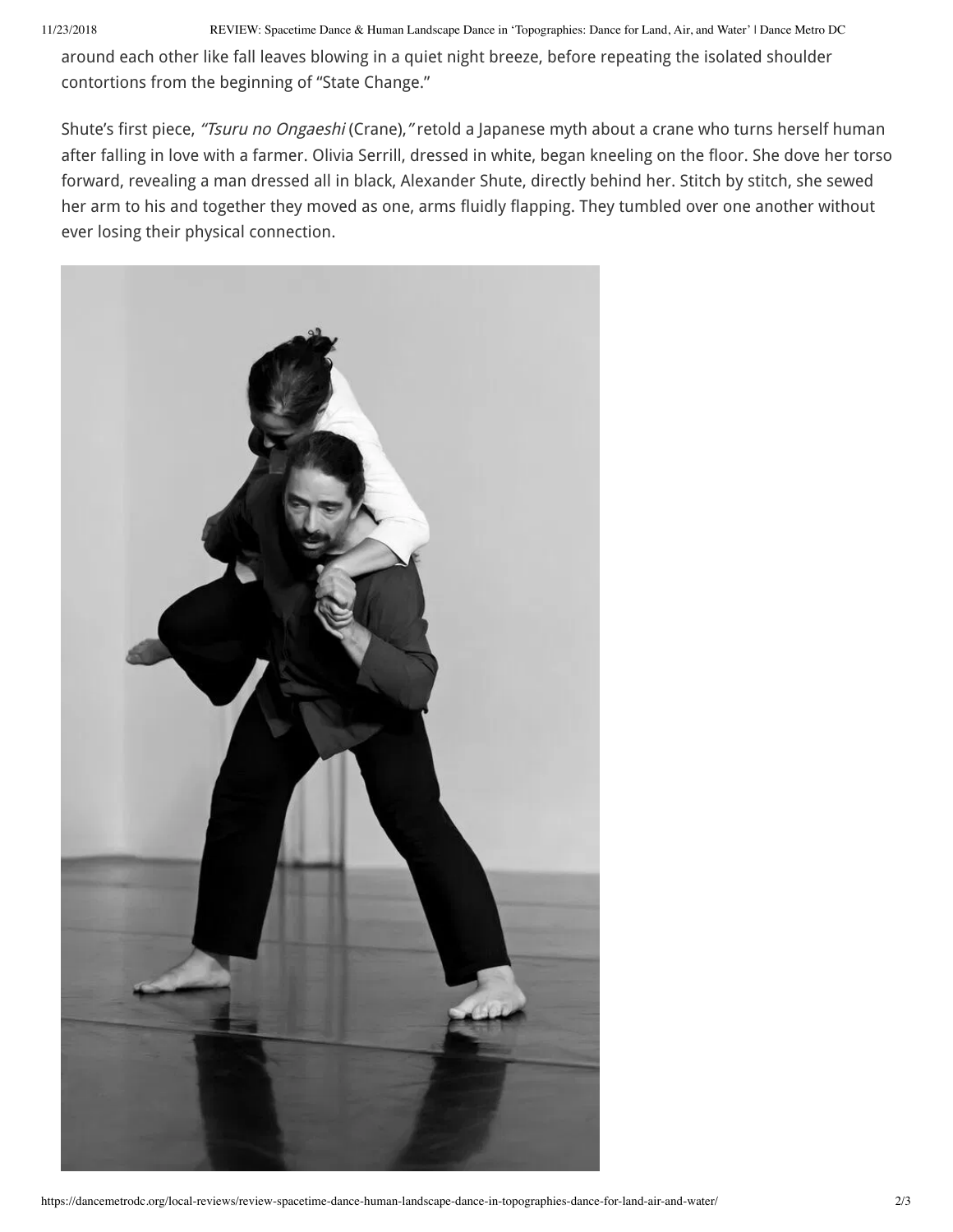around each other like fall leaves blowing in a quiet night breeze, before repeating the isolated shoulder contortions from the beginning of "State Change."

Shute's first piece, *"Tsuru no Ongaeshi* (Crane)," retold a Japanese myth about a crane who turns herself human after falling in love with a farmer. Olivia Serrill, dressed in white, began kneeling on the floor. She dove her torso forward, revealing a man dressed all in black, Alexander Shute, directly behind her. Stitch by stitch, she sewed her arm to his and together they moved as one, arms fluidly flapping. They tumbled over one another without ever losing their physical connection.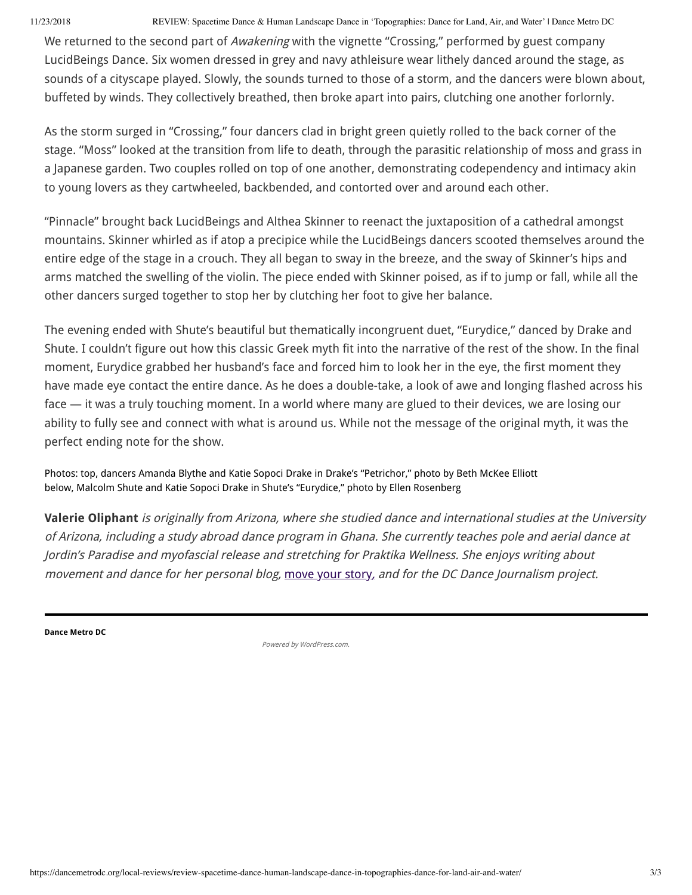We returned to the second part of *Awakening* with the vignette "Crossing," performed by guest company LucidBeings Dance. Six women dressed in grey and navy athleisure wear lithely danced around the stage, as sounds of a cityscape played. Slowly, the sounds turned to those of a storm, and the dancers were blown about, buffeted by winds. They collectively breathed, then broke apart into pairs, clutching one another forlornly.

As the storm surged in "Crossing," four dancers clad in bright green quietly rolled to the back corner of the stage. "Moss" looked at the transition from life to death, through the parasitic relationship of moss and grass in a Japanese garden. Two couples rolled on top of one another, demonstrating codependency and intimacy akin to young lovers as they cartwheeled, backbended, and contorted over and around each other.

"Pinnacle" brought back LucidBeings and Althea Skinner to reenact the juxtaposition of a cathedral amongst mountains. Skinner whirled as if atop a precipice while the LucidBeings dancers scooted themselves around the entire edge of the stage in a crouch. They all began to sway in the breeze, and the sway of Skinner's hips and arms matched the swelling of the violin. The piece ended with Skinner poised, as if to jump or fall, while all the other dancers surged together to stop her by clutching her foot to give her balance.

The evening ended with Shute's beautiful but thematically incongruent duet, "Eurydice," danced by Drake and Shute. I couldn't figure out how this classic Greek myth fit into the narrative of the rest of the show. In the final moment, Eurydice grabbed her husband's face and forced him to look her in the eye, the first moment they have made eye contact the entire dance. As he does a double-take, a look of awe and longing flashed across his face — it was a truly touching moment. In a world where many are glued to their devices, we are losing our ability to fully see and connect with what is around us. While not the message of the original myth, it was the perfect ending note for the show.

Photos: top, dancers Amanda Blythe and Katie Sopoci Drake in Drake's "Petrichor," photo by Beth McKee Elliott
below, Malcolm Shute and Katie Sopoci Drake in Shute's "Eurydice," photo by Ellen Rosenberg

**Valerie Oliphant** *is originally from Arizona, where she studied dance and international studies at the University of Arizona, including a study abroad dance program in Ghana. She currently teaches pole and aerial dance at Jordin's Paradise and myofascial release and stretching for Praktika Wellness. She enjoys writing about movement and dance for her personal blog,* move your story, *and for the DC Dance Journalism project.*

---

**Dance Metro DC**

*Powered by WordPress.com.*